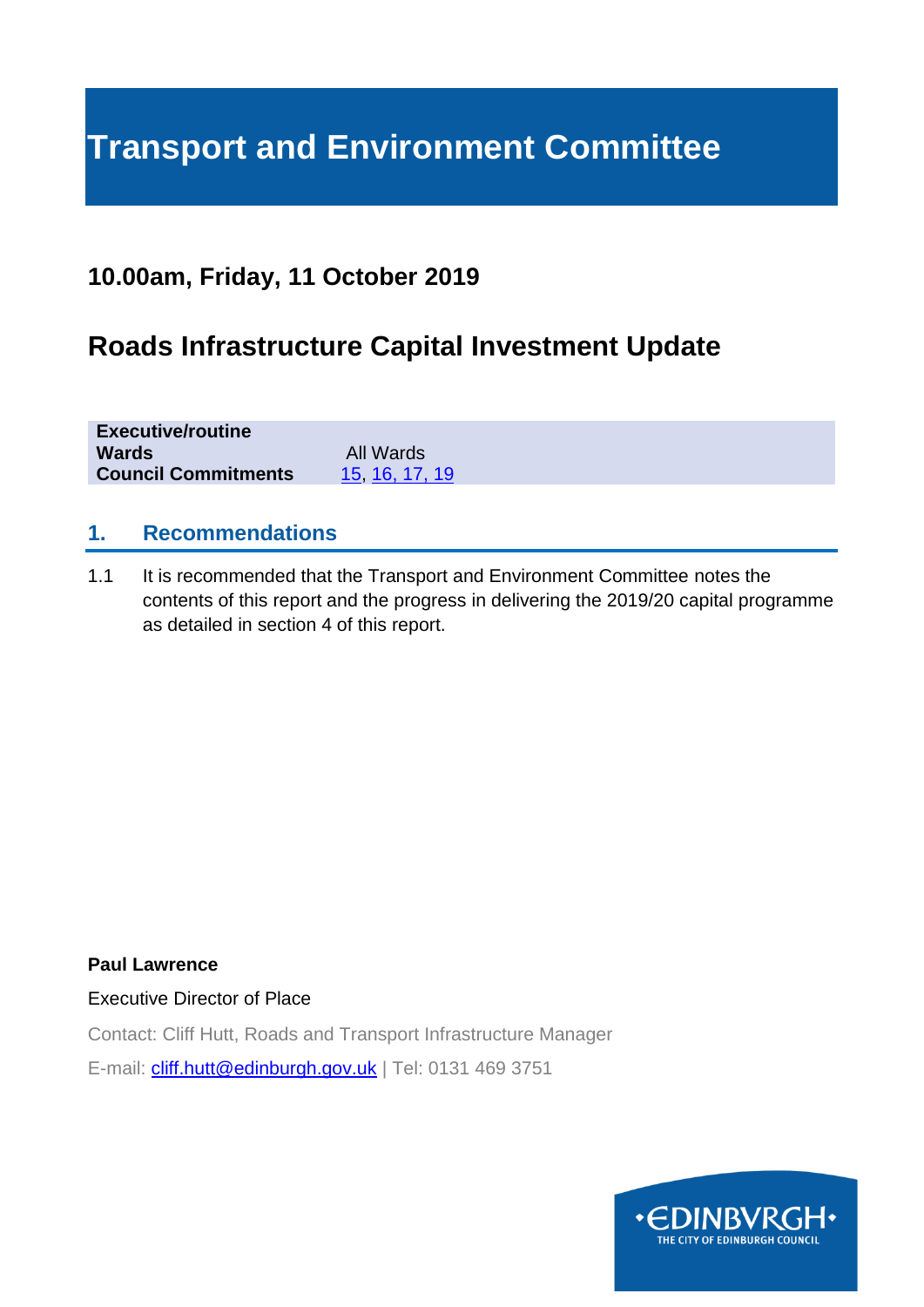# Transport and Environment Committee

## 10.00am, Friday, 11 October 2019

## Roads Infrastructure Capital Investment Update

| | |
|---|---|
| **Executive/routine** | |
| **Wards** | All Wards |
| **Council Commitments** | 15, 16, 17, 19 |

## 1. Recommendations

1.1 It is recommended that the Transport and Environment Committee notes the contents of this report and the progress in delivering the 2019/20 capital programme as detailed in section 4 of this report.

**Paul Lawrence**

Executive Director of Place

Contact: Cliff Hutt, Roads and Transport Infrastructure Manager

E-mail: cliff.hutt@edinburgh.gov.uk | Tel: 0131 469 3751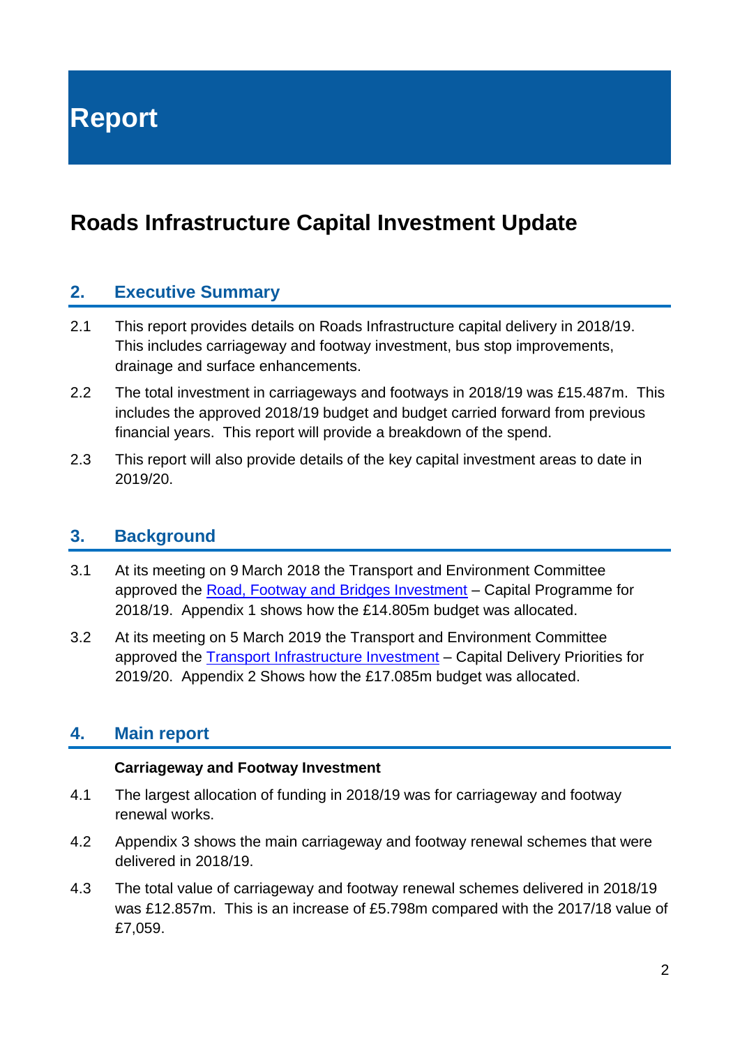# Report

## Roads Infrastructure Capital Investment Update

### 2. Executive Summary

2.1 This report provides details on Roads Infrastructure capital delivery in 2018/19. This includes carriageway and footway investment, bus stop improvements, drainage and surface enhancements.

2.2 The total investment in carriageways and footways in 2018/19 was £15.487m. This includes the approved 2018/19 budget and budget carried forward from previous financial years. This report will provide a breakdown of the spend.

2.3 This report will also provide details of the key capital investment areas to date in 2019/20.

### 3. Background

3.1 At its meeting on 9 March 2018 the Transport and Environment Committee approved the [Road, Footway and Bridges Investment]() – Capital Programme for 2018/19. Appendix 1 shows how the £14.805m budget was allocated.

3.2 At its meeting on 5 March 2019 the Transport and Environment Committee approved the [Transport Infrastructure Investment]() – Capital Delivery Priorities for 2019/20. Appendix 2 Shows how the £17.085m budget was allocated.

### 4. Main report

**Carriageway and Footway Investment**

4.1 The largest allocation of funding in 2018/19 was for carriageway and footway renewal works.

4.2 Appendix 3 shows the main carriageway and footway renewal schemes that were delivered in 2018/19.

4.3 The total value of carriageway and footway renewal schemes delivered in 2018/19 was £12.857m. This is an increase of £5.798m compared with the 2017/18 value of £7,059.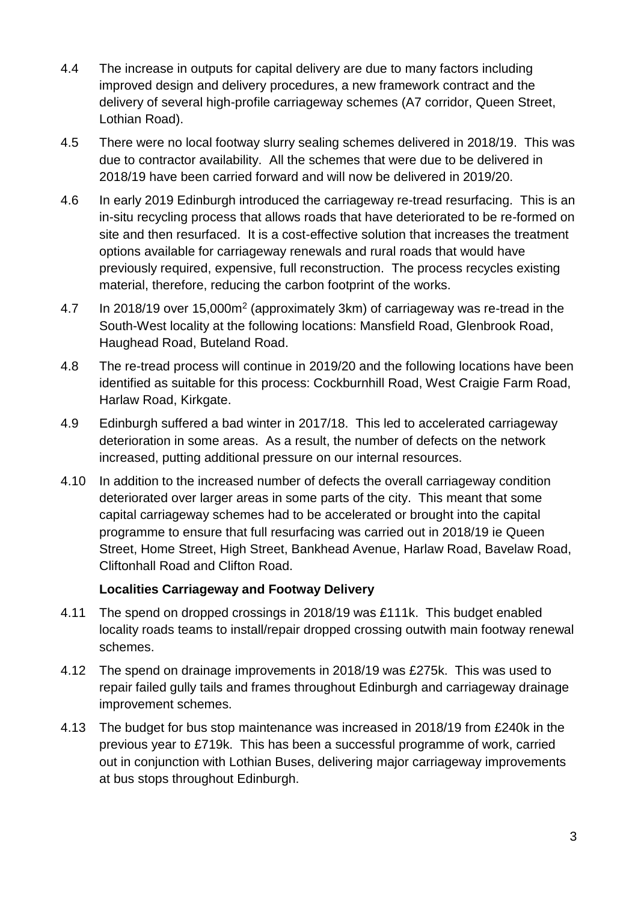4.4 The increase in outputs for capital delivery are due to many factors including improved design and delivery procedures, a new framework contract and the delivery of several high-profile carriageway schemes (A7 corridor, Queen Street, Lothian Road).

4.5 There were no local footway slurry sealing schemes delivered in 2018/19. This was due to contractor availability. All the schemes that were due to be delivered in 2018/19 have been carried forward and will now be delivered in 2019/20.

4.6 In early 2019 Edinburgh introduced the carriageway re-tread resurfacing. This is an in-situ recycling process that allows roads that have deteriorated to be re-formed on site and then resurfaced. It is a cost-effective solution that increases the treatment options available for carriageway renewals and rural roads that would have previously required, expensive, full reconstruction. The process recycles existing material, therefore, reducing the carbon footprint of the works.

4.7 In 2018/19 over 15,000m$^2$ (approximately 3km) of carriageway was re-tread in the South-West locality at the following locations: Mansfield Road, Glenbrook Road, Haughead Road, Buteland Road.

4.8 The re-tread process will continue in 2019/20 and the following locations have been identified as suitable for this process: Cockburnhill Road, West Craigie Farm Road, Harlaw Road, Kirkgate.

4.9 Edinburgh suffered a bad winter in 2017/18. This led to accelerated carriageway deterioration in some areas. As a result, the number of defects on the network increased, putting additional pressure on our internal resources.

4.10 In addition to the increased number of defects the overall carriageway condition deteriorated over larger areas in some parts of the city. This meant that some capital carriageway schemes had to be accelerated or brought into the capital programme to ensure that full resurfacing was carried out in 2018/19 ie Queen Street, Home Street, High Street, Bankhead Avenue, Harlaw Road, Bavelaw Road, Cliftonhall Road and Clifton Road.

**Localities Carriageway and Footway Delivery**

4.11 The spend on dropped crossings in 2018/19 was £111k. This budget enabled locality roads teams to install/repair dropped crossing outwith main footway renewal schemes.

4.12 The spend on drainage improvements in 2018/19 was £275k. This was used to repair failed gully tails and frames throughout Edinburgh and carriageway drainage improvement schemes.

4.13 The budget for bus stop maintenance was increased in 2018/19 from £240k in the previous year to £719k. This has been a successful programme of work, carried out in conjunction with Lothian Buses, delivering major carriageway improvements at bus stops throughout Edinburgh.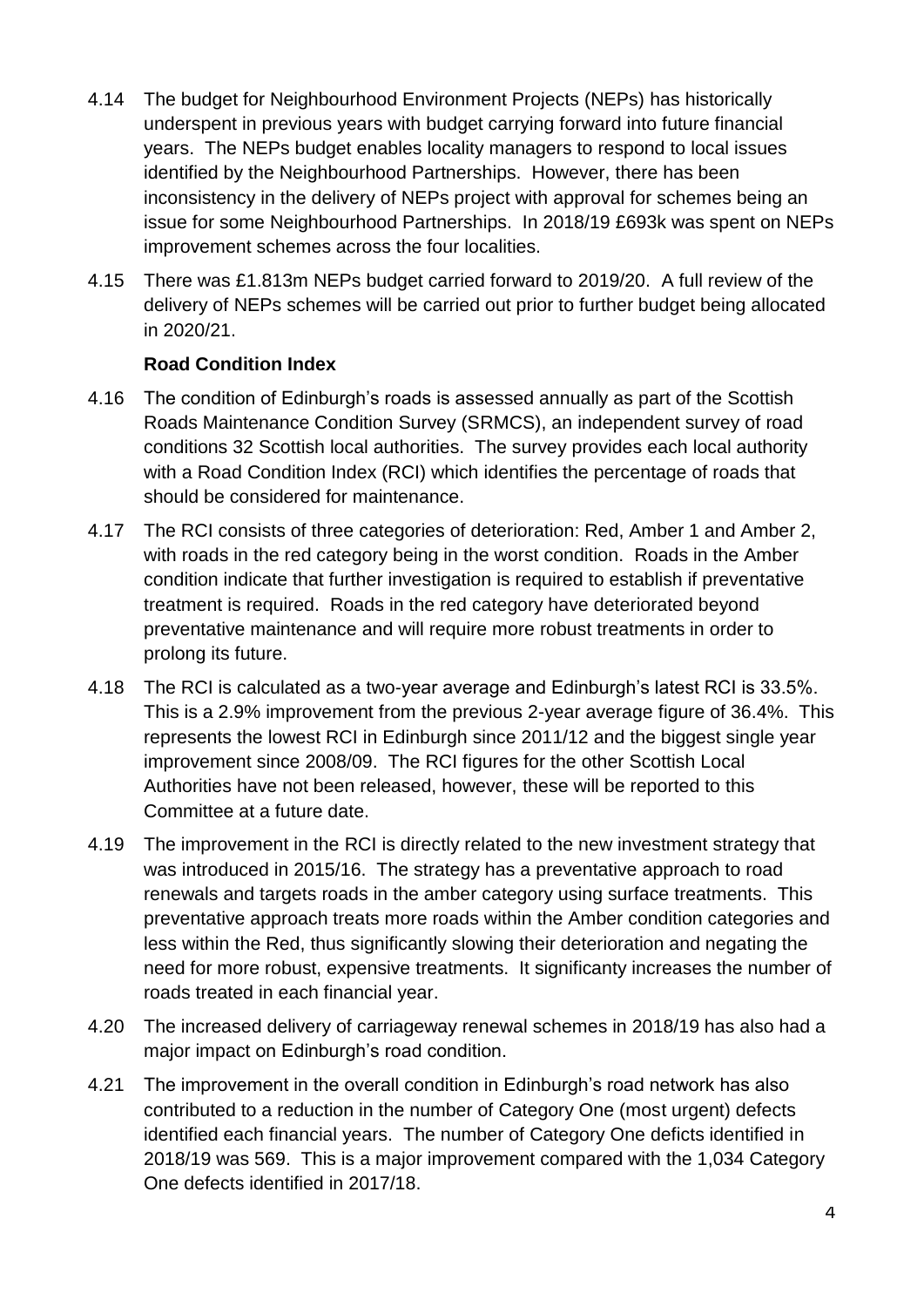4.14 The budget for Neighbourhood Environment Projects (NEPs) has historically underspent in previous years with budget carrying forward into future financial years. The NEPs budget enables locality managers to respond to local issues identified by the Neighbourhood Partnerships. However, there has been inconsistency in the delivery of NEPs project with approval for schemes being an issue for some Neighbourhood Partnerships. In 2018/19 £693k was spent on NEPs improvement schemes across the four localities.

4.15 There was £1.813m NEPs budget carried forward to 2019/20. A full review of the delivery of NEPs schemes will be carried out prior to further budget being allocated in 2020/21.

**Road Condition Index**

4.16 The condition of Edinburgh's roads is assessed annually as part of the Scottish Roads Maintenance Condition Survey (SRMCS), an independent survey of road conditions 32 Scottish local authorities. The survey provides each local authority with a Road Condition Index (RCI) which identifies the percentage of roads that should be considered for maintenance.

4.17 The RCI consists of three categories of deterioration: Red, Amber 1 and Amber 2, with roads in the red category being in the worst condition. Roads in the Amber condition indicate that further investigation is required to establish if preventative treatment is required. Roads in the red category have deteriorated beyond preventative maintenance and will require more robust treatments in order to prolong its future.

4.18 The RCI is calculated as a two-year average and Edinburgh's latest RCI is 33.5%. This is a 2.9% improvement from the previous 2-year average figure of 36.4%. This represents the lowest RCI in Edinburgh since 2011/12 and the biggest single year improvement since 2008/09. The RCI figures for the other Scottish Local Authorities have not been released, however, these will be reported to this Committee at a future date.

4.19 The improvement in the RCI is directly related to the new investment strategy that was introduced in 2015/16. The strategy has a preventative approach to road renewals and targets roads in the amber category using surface treatments. This preventative approach treats more roads within the Amber condition categories and less within the Red, thus significantly slowing their deterioration and negating the need for more robust, expensive treatments. It significanty increases the number of roads treated in each financial year.

4.20 The increased delivery of carriageway renewal schemes in 2018/19 has also had a major impact on Edinburgh's road condition.

4.21 The improvement in the overall condition in Edinburgh's road network has also contributed to a reduction in the number of Category One (most urgent) defects identified each financial years. The number of Category One deficts identified in 2018/19 was 569. This is a major improvement compared with the 1,034 Category One defects identified in 2017/18.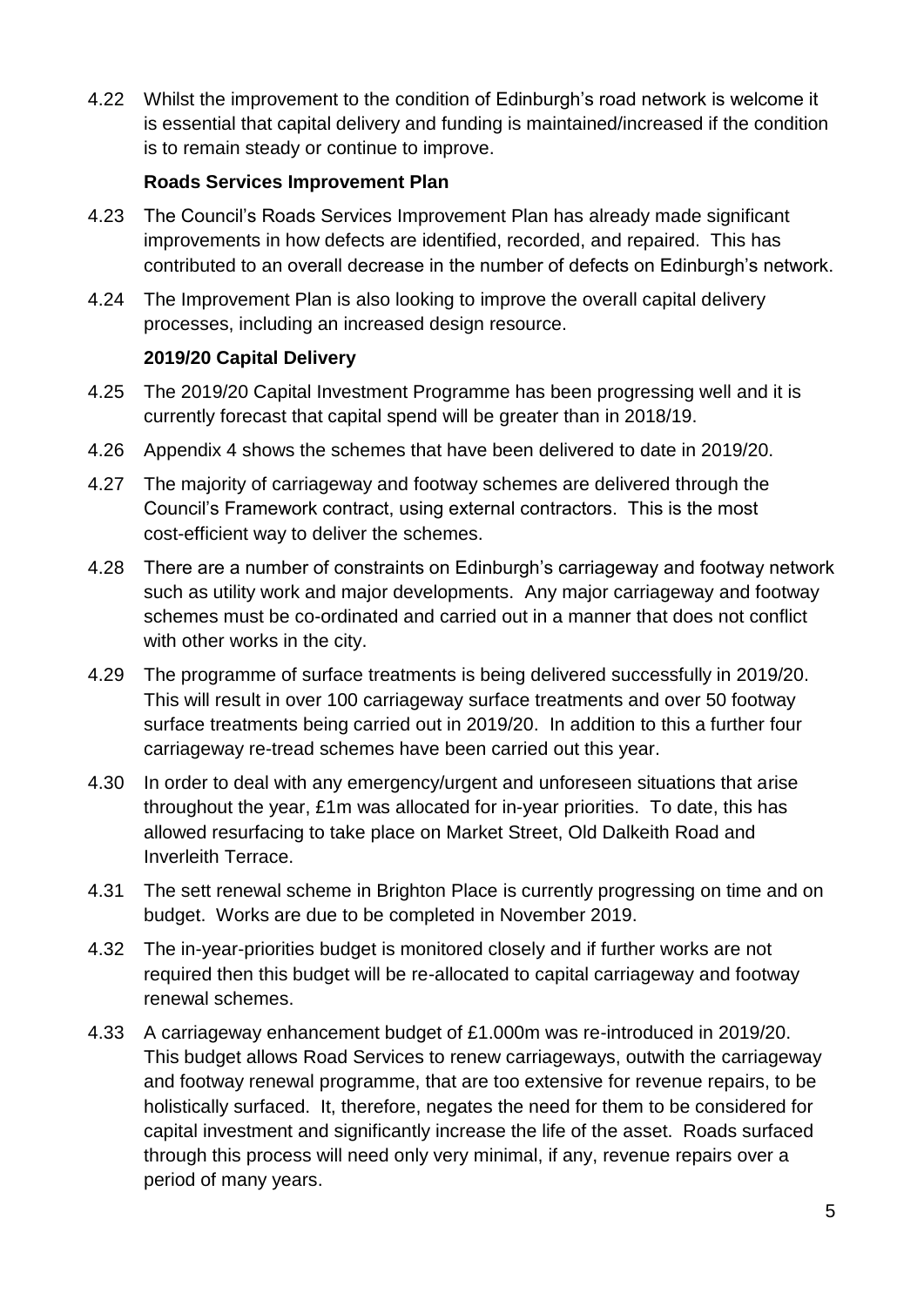4.22 Whilst the improvement to the condition of Edinburgh's road network is welcome it is essential that capital delivery and funding is maintained/increased if the condition is to remain steady or continue to improve.

**Roads Services Improvement Plan**

4.23 The Council's Roads Services Improvement Plan has already made significant improvements in how defects are identified, recorded, and repaired. This has contributed to an overall decrease in the number of defects on Edinburgh's network.

4.24 The Improvement Plan is also looking to improve the overall capital delivery processes, including an increased design resource.

**2019/20 Capital Delivery**

4.25 The 2019/20 Capital Investment Programme has been progressing well and it is currently forecast that capital spend will be greater than in 2018/19.

4.26 Appendix 4 shows the schemes that have been delivered to date in 2019/20.

4.27 The majority of carriageway and footway schemes are delivered through the Council's Framework contract, using external contractors. This is the most cost-efficient way to deliver the schemes.

4.28 There are a number of constraints on Edinburgh's carriageway and footway network such as utility work and major developments. Any major carriageway and footway schemes must be co-ordinated and carried out in a manner that does not conflict with other works in the city.

4.29 The programme of surface treatments is being delivered successfully in 2019/20. This will result in over 100 carriageway surface treatments and over 50 footway surface treatments being carried out in 2019/20. In addition to this a further four carriageway re-tread schemes have been carried out this year.

4.30 In order to deal with any emergency/urgent and unforeseen situations that arise throughout the year, £1m was allocated for in-year priorities. To date, this has allowed resurfacing to take place on Market Street, Old Dalkeith Road and Inverleith Terrace.

4.31 The sett renewal scheme in Brighton Place is currently progressing on time and on budget. Works are due to be completed in November 2019.

4.32 The in-year-priorities budget is monitored closely and if further works are not required then this budget will be re-allocated to capital carriageway and footway renewal schemes.

4.33 A carriageway enhancement budget of £1.000m was re-introduced in 2019/20. This budget allows Road Services to renew carriageways, outwith the carriageway and footway renewal programme, that are too extensive for revenue repairs, to be holistically surfaced. It, therefore, negates the need for them to be considered for capital investment and significantly increase the life of the asset. Roads surfaced through this process will need only very minimal, if any, revenue repairs over a period of many years.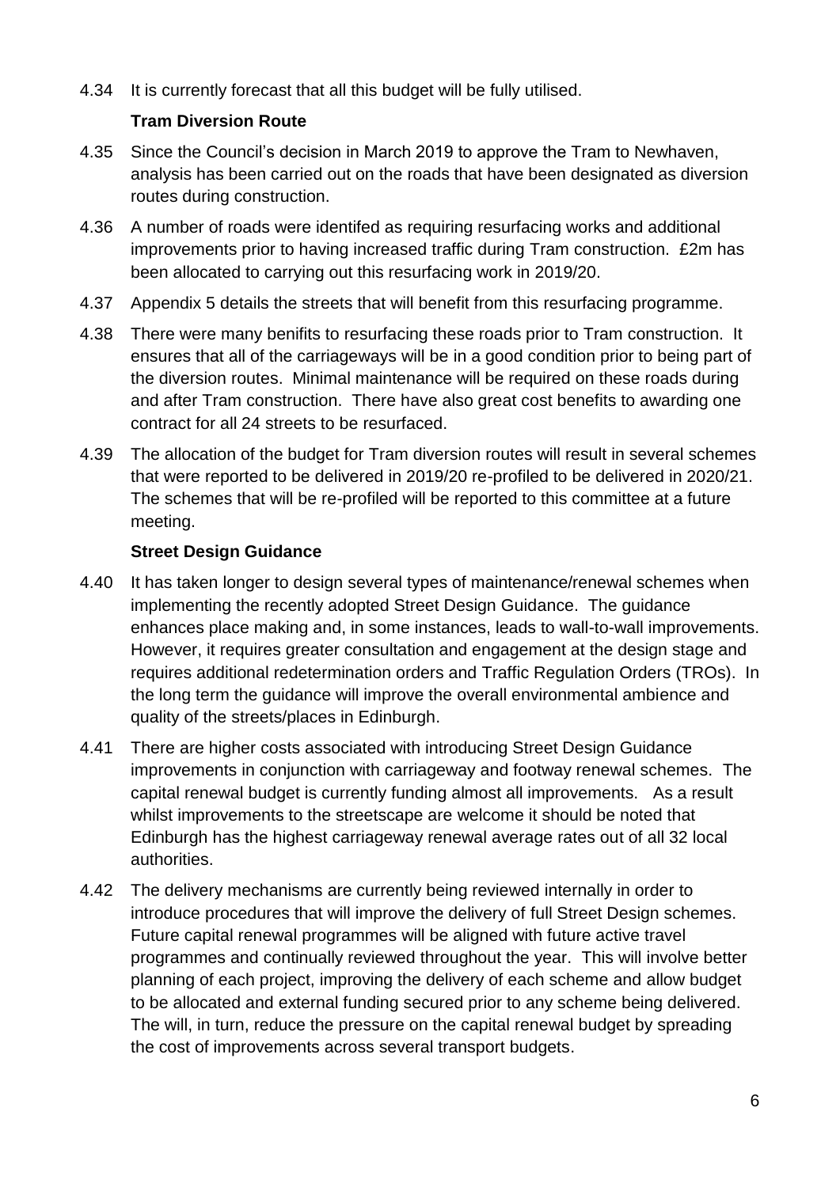4.34 It is currently forecast that all this budget will be fully utilised.

**Tram Diversion Route**

4.35 Since the Council's decision in March 2019 to approve the Tram to Newhaven, analysis has been carried out on the roads that have been designated as diversion routes during construction.

4.36 A number of roads were identifed as requiring resurfacing works and additional improvements prior to having increased traffic during Tram construction. £2m has been allocated to carrying out this resurfacing work in 2019/20.

4.37 Appendix 5 details the streets that will benefit from this resurfacing programme.

4.38 There were many benifits to resurfacing these roads prior to Tram construction. It ensures that all of the carriageways will be in a good condition prior to being part of the diversion routes. Minimal maintenance will be required on these roads during and after Tram construction. There have also great cost benefits to awarding one contract for all 24 streets to be resurfaced.

4.39 The allocation of the budget for Tram diversion routes will result in several schemes that were reported to be delivered in 2019/20 re-profiled to be delivered in 2020/21. The schemes that will be re-profiled will be reported to this committee at a future meeting.

**Street Design Guidance**

4.40 It has taken longer to design several types of maintenance/renewal schemes when implementing the recently adopted Street Design Guidance. The guidance enhances place making and, in some instances, leads to wall-to-wall improvements. However, it requires greater consultation and engagement at the design stage and requires additional redetermination orders and Traffic Regulation Orders (TROs). In the long term the guidance will improve the overall environmental ambience and quality of the streets/places in Edinburgh.

4.41 There are higher costs associated with introducing Street Design Guidance improvements in conjunction with carriageway and footway renewal schemes. The capital renewal budget is currently funding almost all improvements. As a result whilst improvements to the streetscape are welcome it should be noted that Edinburgh has the highest carriageway renewal average rates out of all 32 local authorities.

4.42 The delivery mechanisms are currently being reviewed internally in order to introduce procedures that will improve the delivery of full Street Design schemes. Future capital renewal programmes will be aligned with future active travel programmes and continually reviewed throughout the year. This will involve better planning of each project, improving the delivery of each scheme and allow budget to be allocated and external funding secured prior to any scheme being delivered. The will, in turn, reduce the pressure on the capital renewal budget by spreading the cost of improvements across several transport budgets.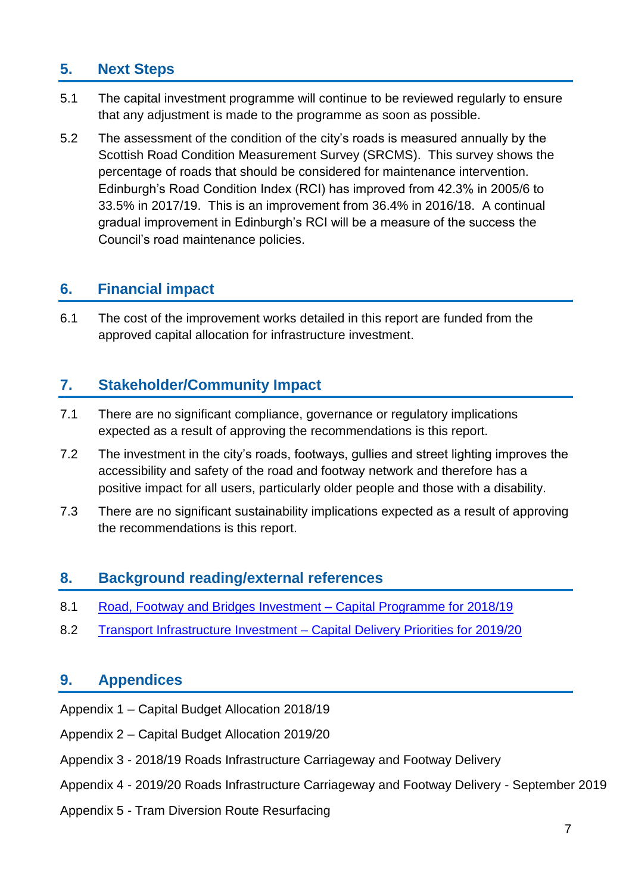## 5. Next Steps

5.1 The capital investment programme will continue to be reviewed regularly to ensure that any adjustment is made to the programme as soon as possible.

5.2 The assessment of the condition of the city's roads is measured annually by the Scottish Road Condition Measurement Survey (SRCMS). This survey shows the percentage of roads that should be considered for maintenance intervention. Edinburgh's Road Condition Index (RCI) has improved from 42.3% in 2005/6 to 33.5% in 2017/19. This is an improvement from 36.4% in 2016/18. A continual gradual improvement in Edinburgh's RCI will be a measure of the success the Council's road maintenance policies.

## 6. Financial impact

6.1 The cost of the improvement works detailed in this report are funded from the approved capital allocation for infrastructure investment.

## 7. Stakeholder/Community Impact

7.1 There are no significant compliance, governance or regulatory implications expected as a result of approving the recommendations is this report.

7.2 The investment in the city's roads, footways, gullies and street lighting improves the accessibility and safety of the road and footway network and therefore has a positive impact for all users, particularly older people and those with a disability.

7.3 There are no significant sustainability implications expected as a result of approving the recommendations is this report.

## 8. Background reading/external references

8.1 Road, Footway and Bridges Investment – Capital Programme for 2018/19

8.2 Transport Infrastructure Investment – Capital Delivery Priorities for 2019/20

## 9. Appendices

Appendix 1 – Capital Budget Allocation 2018/19

Appendix 2 – Capital Budget Allocation 2019/20

Appendix 3 - 2018/19 Roads Infrastructure Carriageway and Footway Delivery

Appendix 4 - 2019/20 Roads Infrastructure Carriageway and Footway Delivery - September 2019

Appendix 5 - Tram Diversion Route Resurfacing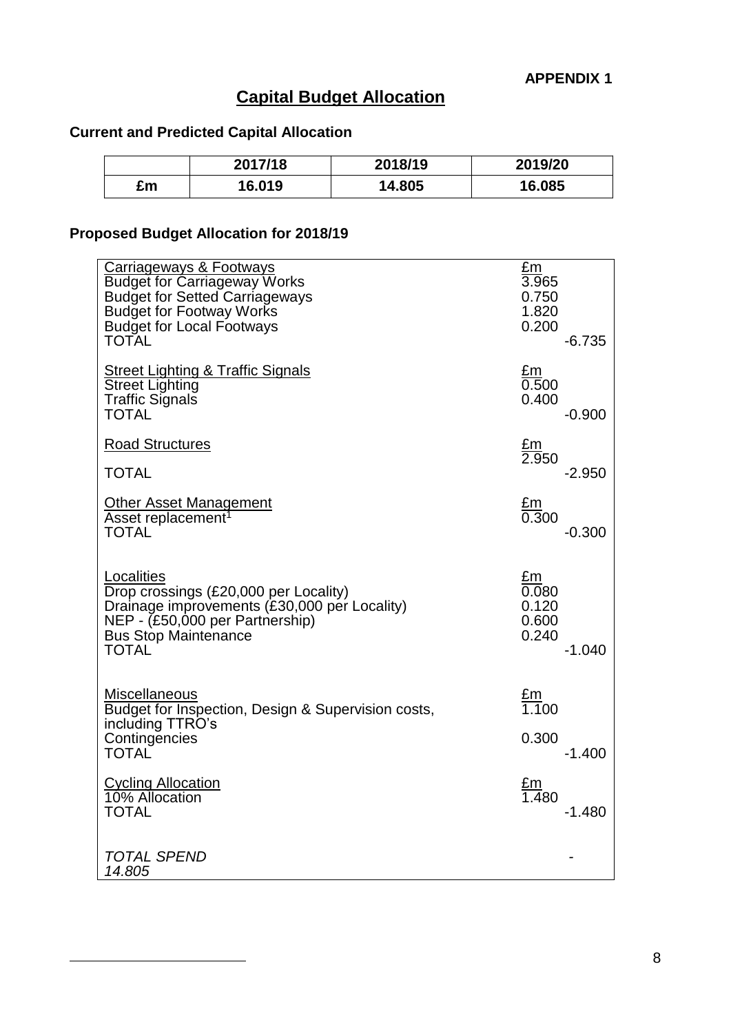**APPENDIX 1**

# Capital Budget Allocation

### Current and Predicted Capital Allocation

| | 2017/18 | 2018/19 | 2019/20 |
|---|---|---|---|
| £m | 16.019 | 14.805 | 16.085 |

### Proposed Budget Allocation for 2018/19

| | £m | |
|---|---|---|
| Carriageways & Footways | £m | |
| Budget for Carriageway Works | 3.965 | |
| Budget for Setted Carriageways | 0.750 | |
| Budget for Footway Works | 1.820 | |
| Budget for Local Footways | 0.200 | |
| TOTAL | | -6.735 |
| Street Lighting & Traffic Signals | £m | |
| Street Lighting | 0.500 | |
| Traffic Signals | 0.400 | |
| TOTAL | | -0.900 |
| Road Structures | £m | |
| | 2.950 | |
| TOTAL | | -2.950 |
| Other Asset Management | £m | |
| Asset replacement[1] | 0.300 | |
| TOTAL | | -0.300 |
| Localities | £m | |
| Drop crossings (£20,000 per Locality) | 0.080 | |
| Drainage improvements (£30,000 per Locality) | 0.120 | |
| NEP - (£50,000 per Partnership) | 0.600 | |
| Bus Stop Maintenance | 0.240 | |
| TOTAL | | -1.040 |
| Miscellaneous | £m | |
| Budget for Inspection, Design & Supervision costs, including TTRO's | 1.100 | |
| Contingencies | 0.300 | |
| TOTAL | | -1.400 |
| Cycling Allocation | £m | |
| 10% Allocation | 1.480 | |
| TOTAL | | -1.480 |
| *TOTAL SPEND* *14.805* | | - |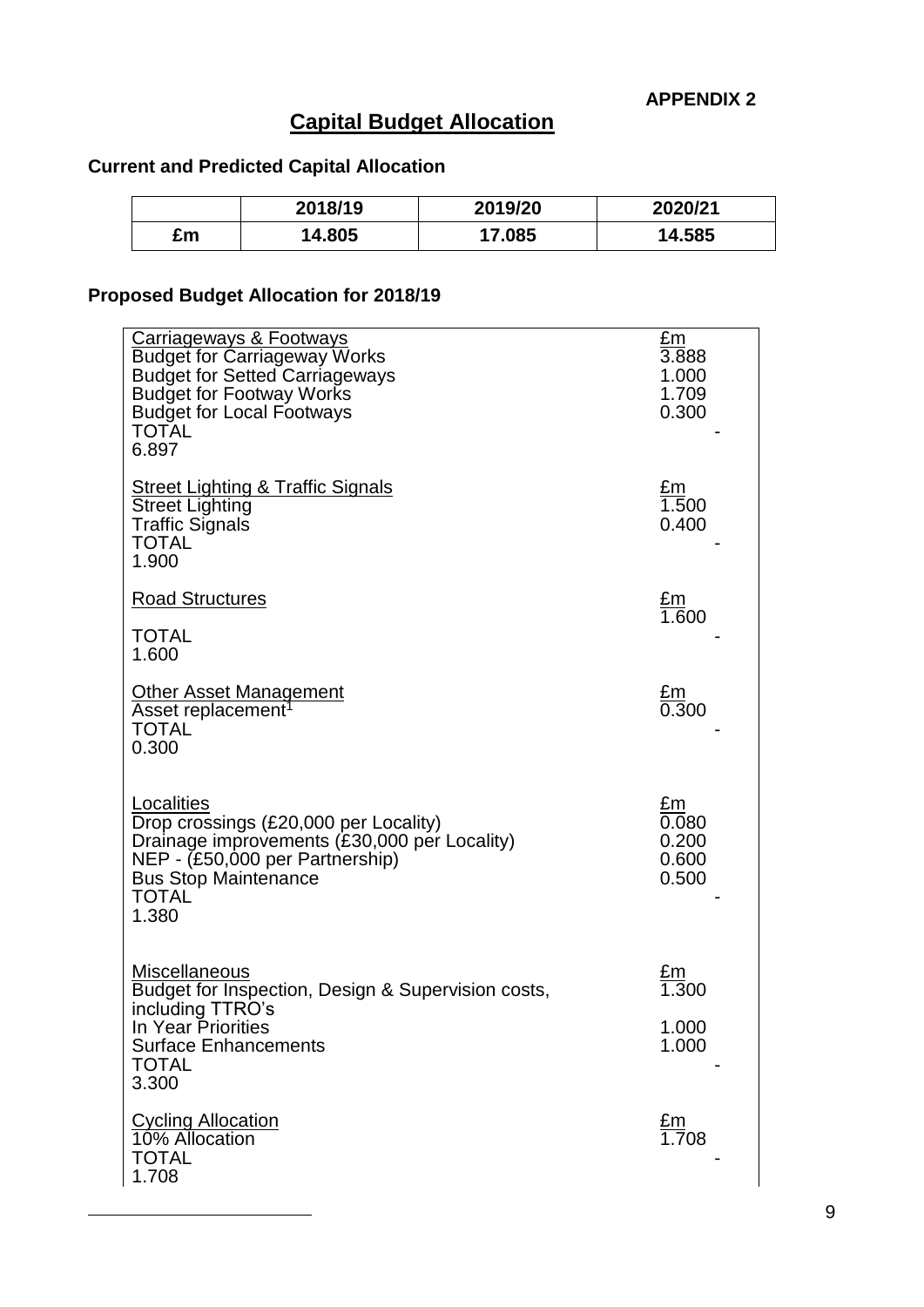**APPENDIX 2**

# Capital Budget Allocation

## Current and Predicted Capital Allocation

| | 2018/19 | 2019/20 | 2020/21 |
|---|---|---|---|
| £m | 14.805 | 17.085 | 14.585 |

## Proposed Budget Allocation for 2018/19

| Carriageways & Footways | £m |
|---|---|
| Budget for Carriageway Works | 3.888 |
| Budget for Setted Carriageways | 1.000 |
| Budget for Footway Works | 1.709 |
| Budget for Local Footways | 0.300 |
| TOTAL | - |
| 6.897 | |

| Street Lighting & Traffic Signals | £m |
|---|---|
| Street Lighting | 1.500 |
| Traffic Signals | 0.400 |
| TOTAL | - |
| 1.900 | |

| Road Structures | £m |
|---|---|
| | 1.600 |
| TOTAL | - |
| 1.600 | |

| Other Asset Management | £m |
|---|---|
| Asset replacement[1] | 0.300 |
| TOTAL | - |
| 0.300 | |

| Localities | £m |
|---|---|
| Drop crossings (£20,000 per Locality) | 0.080 |
| Drainage improvements (£30,000 per Locality) | 0.200 |
| NEP - (£50,000 per Partnership) | 0.600 |
| Bus Stop Maintenance | 0.500 |
| TOTAL | - |
| 1.380 | |

| Miscellaneous | £m |
|---|---|
| Budget for Inspection, Design & Supervision costs, including TTRO's | 1.300 |
| In Year Priorities | 1.000 |
| Surface Enhancements | 1.000 |
| TOTAL | - |
| 3.300 | |

| Cycling Allocation | £m |
|---|---|
| 10% Allocation | 1.708 |
| TOTAL | - |
| 1.708 | |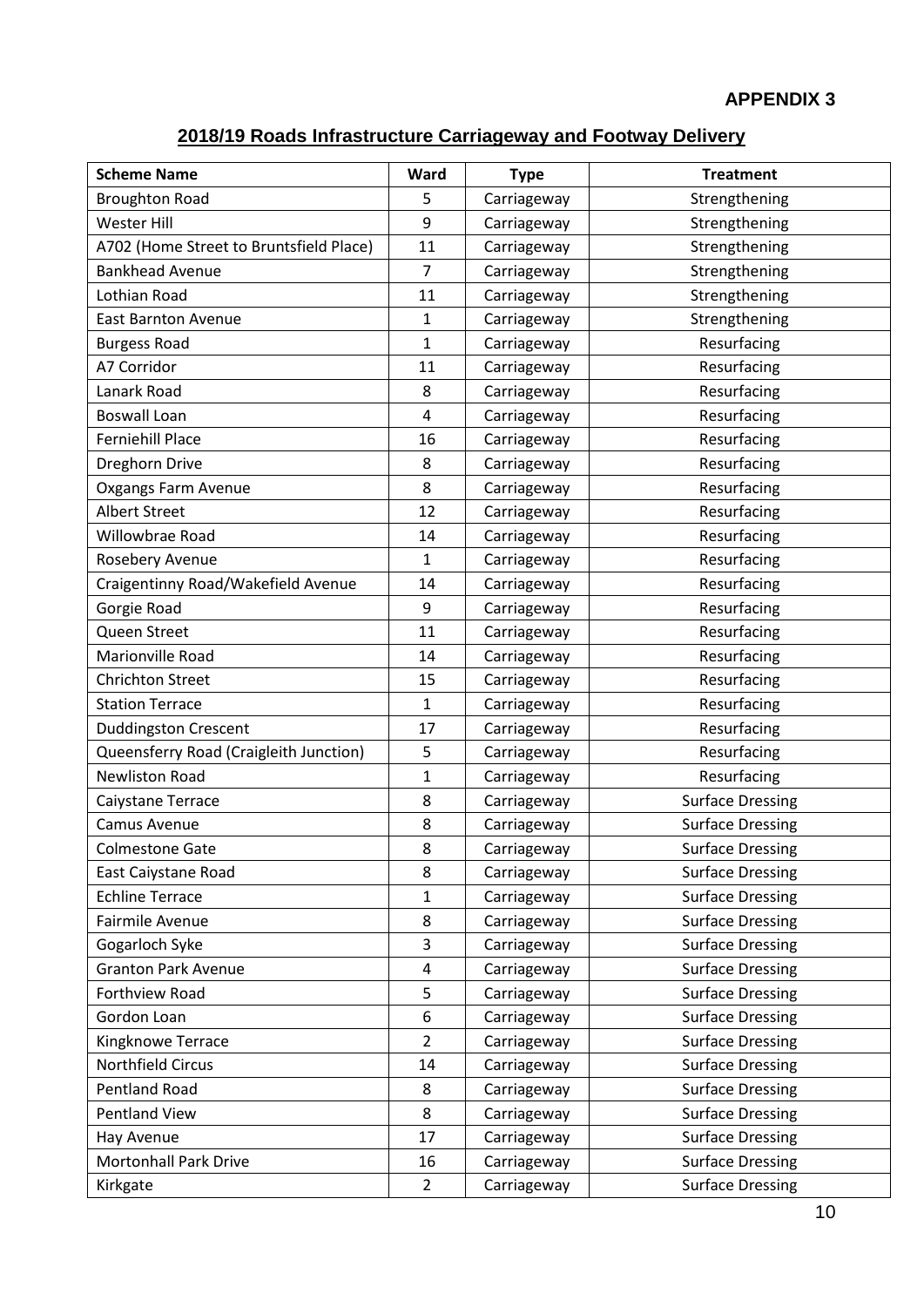**APPENDIX 3**

## 2018/19 Roads Infrastructure Carriageway and Footway Delivery

| Scheme Name | Ward | Type | Treatment |
|---|---|---|---|
| Broughton Road | 5 | Carriageway | Strengthening |
| Wester Hill | 9 | Carriageway | Strengthening |
| A702 (Home Street to Bruntsfield Place) | 11 | Carriageway | Strengthening |
| Bankhead Avenue | 7 | Carriageway | Strengthening |
| Lothian Road | 11 | Carriageway | Strengthening |
| East Barnton Avenue | 1 | Carriageway | Strengthening |
| Burgess Road | 1 | Carriageway | Resurfacing |
| A7 Corridor | 11 | Carriageway | Resurfacing |
| Lanark Road | 8 | Carriageway | Resurfacing |
| Boswall Loan | 4 | Carriageway | Resurfacing |
| Ferniehill Place | 16 | Carriageway | Resurfacing |
| Dreghorn Drive | 8 | Carriageway | Resurfacing |
| Oxgangs Farm Avenue | 8 | Carriageway | Resurfacing |
| Albert Street | 12 | Carriageway | Resurfacing |
| Willowbrae Road | 14 | Carriageway | Resurfacing |
| Rosebery Avenue | 1 | Carriageway | Resurfacing |
| Craigentinny Road/Wakefield Avenue | 14 | Carriageway | Resurfacing |
| Gorgie Road | 9 | Carriageway | Resurfacing |
| Queen Street | 11 | Carriageway | Resurfacing |
| Marionville Road | 14 | Carriageway | Resurfacing |
| Chrichton Street | 15 | Carriageway | Resurfacing |
| Station Terrace | 1 | Carriageway | Resurfacing |
| Duddingston Crescent | 17 | Carriageway | Resurfacing |
| Queensferry Road (Craigleith Junction) | 5 | Carriageway | Resurfacing |
| Newliston Road | 1 | Carriageway | Resurfacing |
| Caiystane Terrace | 8 | Carriageway | Surface Dressing |
| Camus Avenue | 8 | Carriageway | Surface Dressing |
| Colmestone Gate | 8 | Carriageway | Surface Dressing |
| East Caiystane Road | 8 | Carriageway | Surface Dressing |
| Echline Terrace | 1 | Carriageway | Surface Dressing |
| Fairmile Avenue | 8 | Carriageway | Surface Dressing |
| Gogarloch Syke | 3 | Carriageway | Surface Dressing |
| Granton Park Avenue | 4 | Carriageway | Surface Dressing |
| Forthview Road | 5 | Carriageway | Surface Dressing |
| Gordon Loan | 6 | Carriageway | Surface Dressing |
| Kingknowe Terrace | 2 | Carriageway | Surface Dressing |
| Northfield Circus | 14 | Carriageway | Surface Dressing |
| Pentland Road | 8 | Carriageway | Surface Dressing |
| Pentland View | 8 | Carriageway | Surface Dressing |
| Hay Avenue | 17 | Carriageway | Surface Dressing |
| Mortonhall Park Drive | 16 | Carriageway | Surface Dressing |
| Kirkgate | 2 | Carriageway | Surface Dressing |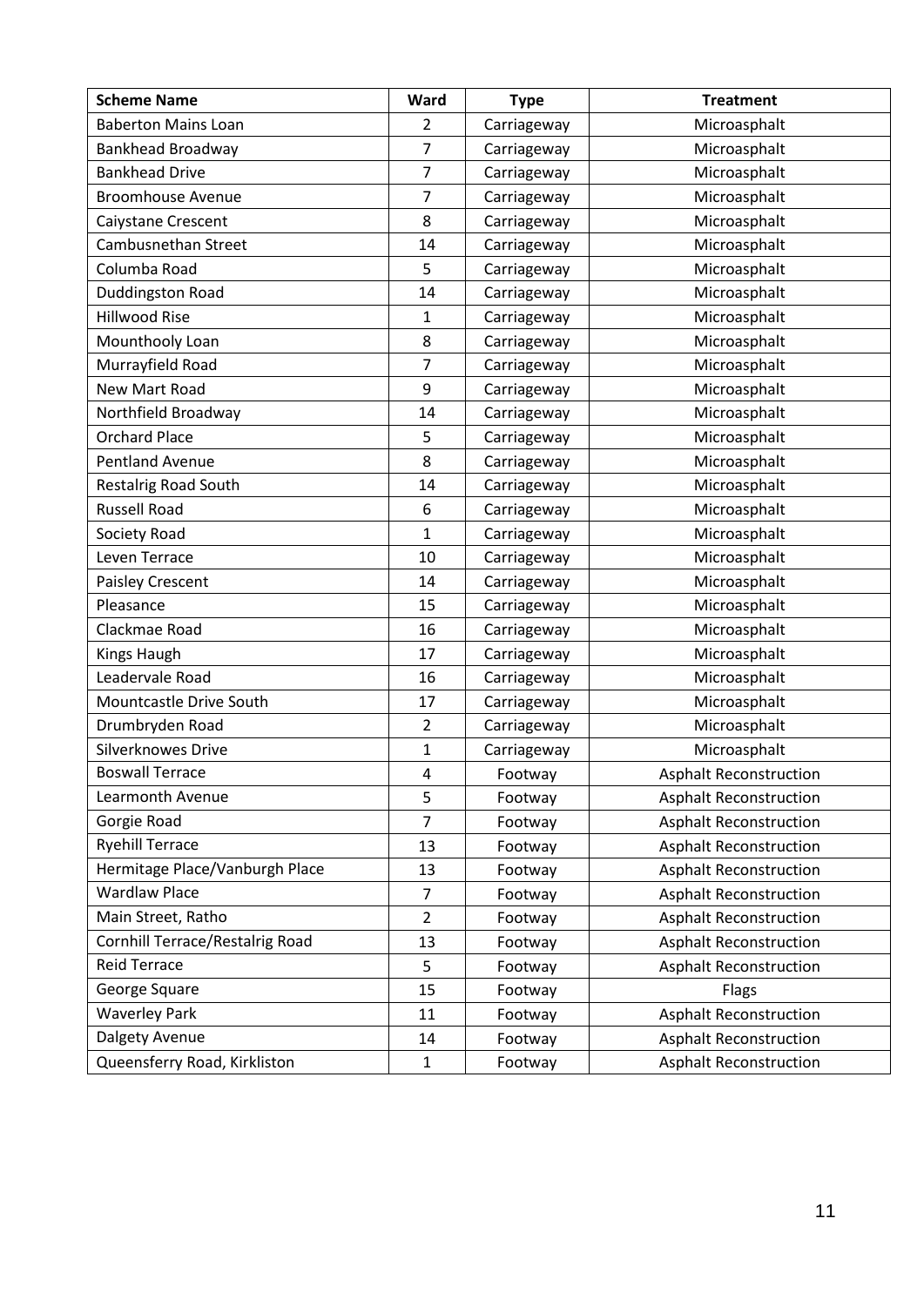| Scheme Name | Ward | Type | Treatment |
| --- | --- | --- | --- |
| Baberton Mains Loan | 2 | Carriageway | Microasphalt |
| Bankhead Broadway | 7 | Carriageway | Microasphalt |
| Bankhead Drive | 7 | Carriageway | Microasphalt |
| Broomhouse Avenue | 7 | Carriageway | Microasphalt |
| Caiystane Crescent | 8 | Carriageway | Microasphalt |
| Cambusnethan Street | 14 | Carriageway | Microasphalt |
| Columba Road | 5 | Carriageway | Microasphalt |
| Duddingston Road | 14 | Carriageway | Microasphalt |
| Hillwood Rise | 1 | Carriageway | Microasphalt |
| Mounthooly Loan | 8 | Carriageway | Microasphalt |
| Murrayfield Road | 7 | Carriageway | Microasphalt |
| New Mart Road | 9 | Carriageway | Microasphalt |
| Northfield Broadway | 14 | Carriageway | Microasphalt |
| Orchard Place | 5 | Carriageway | Microasphalt |
| Pentland Avenue | 8 | Carriageway | Microasphalt |
| Restalrig Road South | 14 | Carriageway | Microasphalt |
| Russell Road | 6 | Carriageway | Microasphalt |
| Society Road | 1 | Carriageway | Microasphalt |
| Leven Terrace | 10 | Carriageway | Microasphalt |
| Paisley Crescent | 14 | Carriageway | Microasphalt |
| Pleasance | 15 | Carriageway | Microasphalt |
| Clackmae Road | 16 | Carriageway | Microasphalt |
| Kings Haugh | 17 | Carriageway | Microasphalt |
| Leadervale Road | 16 | Carriageway | Microasphalt |
| Mountcastle Drive South | 17 | Carriageway | Microasphalt |
| Drumbryden Road | 2 | Carriageway | Microasphalt |
| Silverknowes Drive | 1 | Carriageway | Microasphalt |
| Boswall Terrace | 4 | Footway | Asphalt Reconstruction |
| Learmonth Avenue | 5 | Footway | Asphalt Reconstruction |
| Gorgie Road | 7 | Footway | Asphalt Reconstruction |
| Ryehill Terrace | 13 | Footway | Asphalt Reconstruction |
| Hermitage Place/Vanburgh Place | 13 | Footway | Asphalt Reconstruction |
| Wardlaw Place | 7 | Footway | Asphalt Reconstruction |
| Main Street, Ratho | 2 | Footway | Asphalt Reconstruction |
| Cornhill Terrace/Restalrig Road | 13 | Footway | Asphalt Reconstruction |
| Reid Terrace | 5 | Footway | Asphalt Reconstruction |
| George Square | 15 | Footway | Flags |
| Waverley Park | 11 | Footway | Asphalt Reconstruction |
| Dalgety Avenue | 14 | Footway | Asphalt Reconstruction |
| Queensferry Road, Kirkliston | 1 | Footway | Asphalt Reconstruction |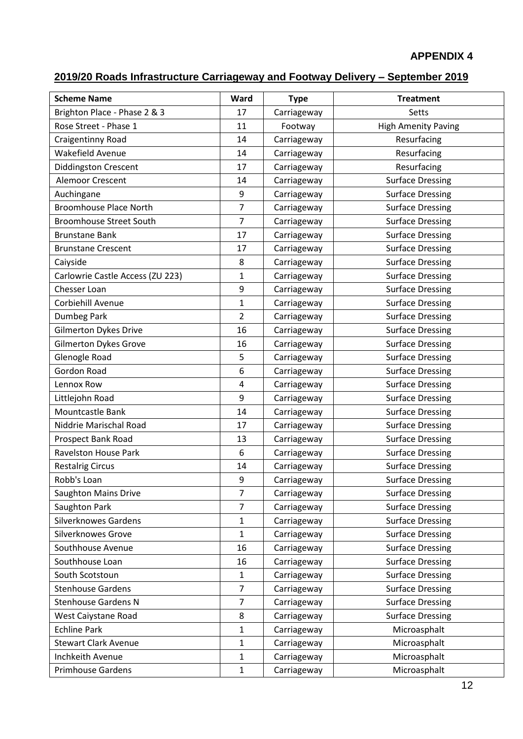**APPENDIX 4**

## 2019/20 Roads Infrastructure Carriageway and Footway Delivery – September 2019

| Scheme Name | Ward | Type | Treatment |
|---|---|---|---|
| Brighton Place - Phase 2 & 3 | 17 | Carriageway | Setts |
| Rose Street - Phase 1 | 11 | Footway | High Amenity Paving |
| Craigentinny Road | 14 | Carriageway | Resurfacing |
| Wakefield Avenue | 14 | Carriageway | Resurfacing |
| Diddingston Crescent | 17 | Carriageway | Resurfacing |
| Alemoor Crescent | 14 | Carriageway | Surface Dressing |
| Auchingane | 9 | Carriageway | Surface Dressing |
| Broomhouse Place North | 7 | Carriageway | Surface Dressing |
| Broomhouse Street South | 7 | Carriageway | Surface Dressing |
| Brunstane Bank | 17 | Carriageway | Surface Dressing |
| Brunstane Crescent | 17 | Carriageway | Surface Dressing |
| Caiyside | 8 | Carriageway | Surface Dressing |
| Carlowrie Castle Access (ZU 223) | 1 | Carriageway | Surface Dressing |
| Chesser Loan | 9 | Carriageway | Surface Dressing |
| Corbiehill Avenue | 1 | Carriageway | Surface Dressing |
| Dumbeg Park | 2 | Carriageway | Surface Dressing |
| Gilmerton Dykes Drive | 16 | Carriageway | Surface Dressing |
| Gilmerton Dykes Grove | 16 | Carriageway | Surface Dressing |
| Glenogle Road | 5 | Carriageway | Surface Dressing |
| Gordon Road | 6 | Carriageway | Surface Dressing |
| Lennox Row | 4 | Carriageway | Surface Dressing |
| Littlejohn Road | 9 | Carriageway | Surface Dressing |
| Mountcastle Bank | 14 | Carriageway | Surface Dressing |
| Niddrie Marischal Road | 17 | Carriageway | Surface Dressing |
| Prospect Bank Road | 13 | Carriageway | Surface Dressing |
| Ravelston House Park | 6 | Carriageway | Surface Dressing |
| Restalrig Circus | 14 | Carriageway | Surface Dressing |
| Robb's Loan | 9 | Carriageway | Surface Dressing |
| Saughton Mains Drive | 7 | Carriageway | Surface Dressing |
| Saughton Park | 7 | Carriageway | Surface Dressing |
| Silverknowes Gardens | 1 | Carriageway | Surface Dressing |
| Silverknowes Grove | 1 | Carriageway | Surface Dressing |
| Southhouse Avenue | 16 | Carriageway | Surface Dressing |
| Southhouse Loan | 16 | Carriageway | Surface Dressing |
| South Scotstoun | 1 | Carriageway | Surface Dressing |
| Stenhouse Gardens | 7 | Carriageway | Surface Dressing |
| Stenhouse Gardens N | 7 | Carriageway | Surface Dressing |
| West Caiystane Road | 8 | Carriageway | Surface Dressing |
| Echline Park | 1 | Carriageway | Microasphalt |
| Stewart Clark Avenue | 1 | Carriageway | Microasphalt |
| Inchkeith Avenue | 1 | Carriageway | Microasphalt |
| Primhouse Gardens | 1 | Carriageway | Microasphalt |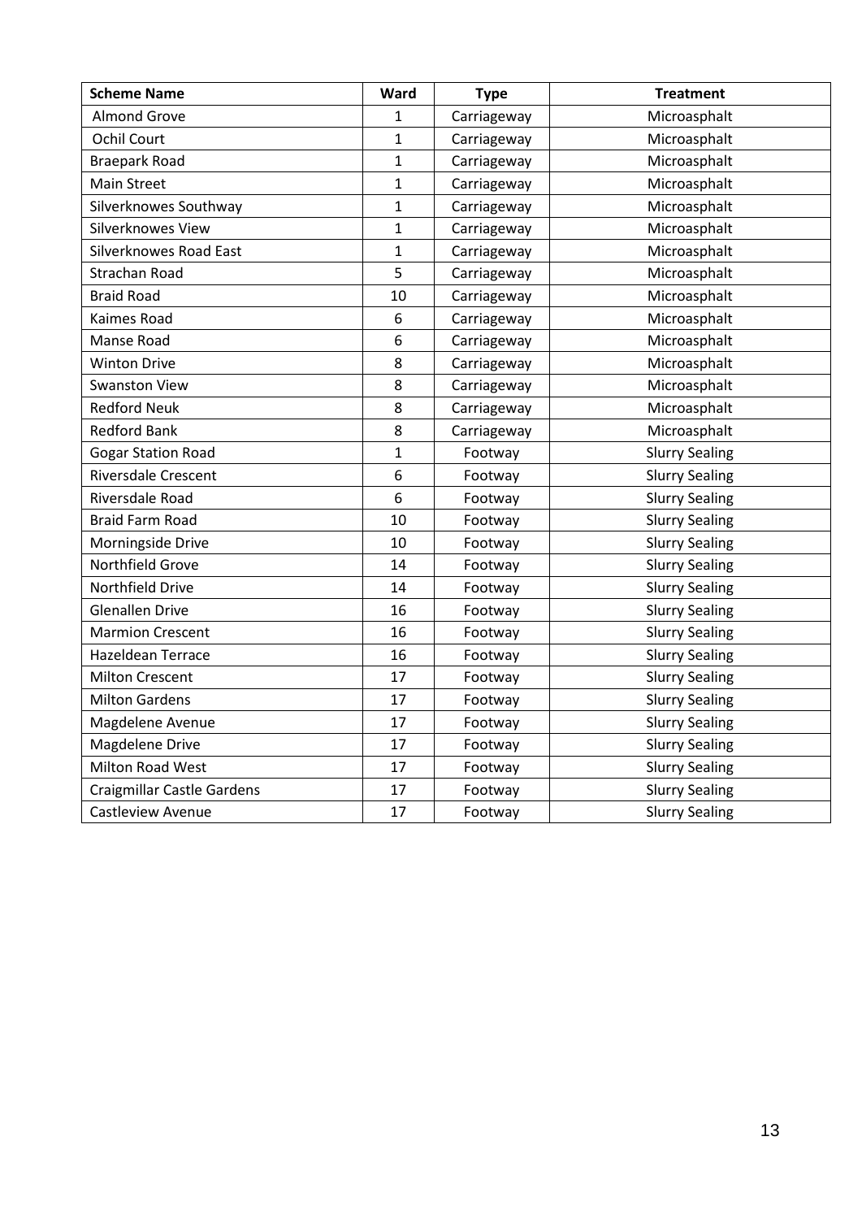| Scheme Name | Ward | Type | Treatment |
| --- | --- | --- | --- |
| Almond Grove | 1 | Carriageway | Microasphalt |
| Ochil Court | 1 | Carriageway | Microasphalt |
| Braepark Road | 1 | Carriageway | Microasphalt |
| Main Street | 1 | Carriageway | Microasphalt |
| Silverknowes Southway | 1 | Carriageway | Microasphalt |
| Silverknowes View | 1 | Carriageway | Microasphalt |
| Silverknowes Road East | 1 | Carriageway | Microasphalt |
| Strachan Road | 5 | Carriageway | Microasphalt |
| Braid Road | 10 | Carriageway | Microasphalt |
| Kaimes Road | 6 | Carriageway | Microasphalt |
| Manse Road | 6 | Carriageway | Microasphalt |
| Winton Drive | 8 | Carriageway | Microasphalt |
| Swanston View | 8 | Carriageway | Microasphalt |
| Redford Neuk | 8 | Carriageway | Microasphalt |
| Redford Bank | 8 | Carriageway | Microasphalt |
| Gogar Station Road | 1 | Footway | Slurry Sealing |
| Riversdale Crescent | 6 | Footway | Slurry Sealing |
| Riversdale Road | 6 | Footway | Slurry Sealing |
| Braid Farm Road | 10 | Footway | Slurry Sealing |
| Morningside Drive | 10 | Footway | Slurry Sealing |
| Northfield Grove | 14 | Footway | Slurry Sealing |
| Northfield Drive | 14 | Footway | Slurry Sealing |
| Glenallen Drive | 16 | Footway | Slurry Sealing |
| Marmion Crescent | 16 | Footway | Slurry Sealing |
| Hazeldean Terrace | 16 | Footway | Slurry Sealing |
| Milton Crescent | 17 | Footway | Slurry Sealing |
| Milton Gardens | 17 | Footway | Slurry Sealing |
| Magdelene Avenue | 17 | Footway | Slurry Sealing |
| Magdelene Drive | 17 | Footway | Slurry Sealing |
| Milton Road West | 17 | Footway | Slurry Sealing |
| Craigmillar Castle Gardens | 17 | Footway | Slurry Sealing |
| Castleview Avenue | 17 | Footway | Slurry Sealing |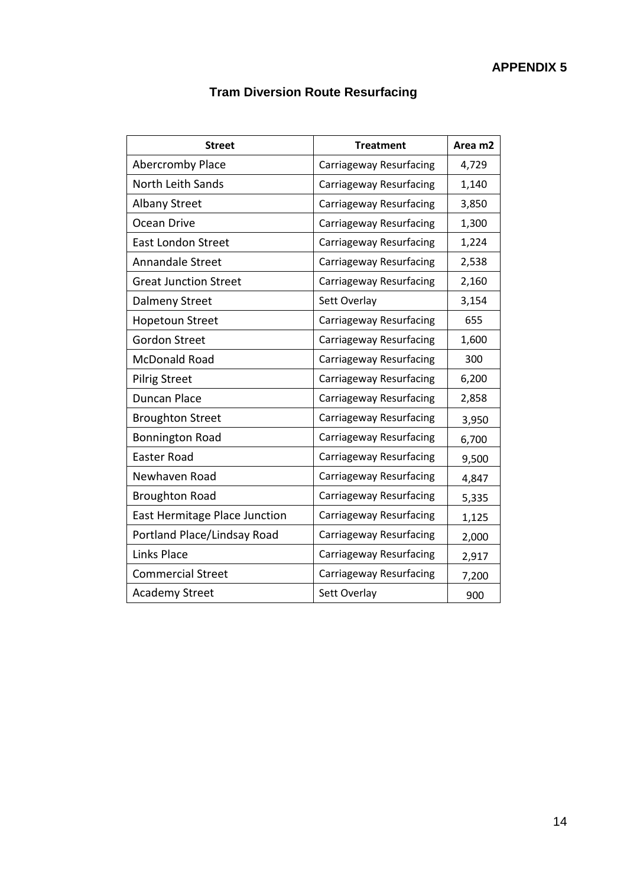**APPENDIX 5**

## Tram Diversion Route Resurfacing

| Street | Treatment | Area m2 |
|---|---|---|
| Abercromby Place | Carriageway Resurfacing | 4,729 |
| North Leith Sands | Carriageway Resurfacing | 1,140 |
| Albany Street | Carriageway Resurfacing | 3,850 |
| Ocean Drive | Carriageway Resurfacing | 1,300 |
| East London Street | Carriageway Resurfacing | 1,224 |
| Annandale Street | Carriageway Resurfacing | 2,538 |
| Great Junction Street | Carriageway Resurfacing | 2,160 |
| Dalmeny Street | Sett Overlay | 3,154 |
| Hopetoun Street | Carriageway Resurfacing | 655 |
| Gordon Street | Carriageway Resurfacing | 1,600 |
| McDonald Road | Carriageway Resurfacing | 300 |
| Pilrig Street | Carriageway Resurfacing | 6,200 |
| Duncan Place | Carriageway Resurfacing | 2,858 |
| Broughton Street | Carriageway Resurfacing | 3,950 |
| Bonnington Road | Carriageway Resurfacing | 6,700 |
| Easter Road | Carriageway Resurfacing | 9,500 |
| Newhaven Road | Carriageway Resurfacing | 4,847 |
| Broughton Road | Carriageway Resurfacing | 5,335 |
| East Hermitage Place Junction | Carriageway Resurfacing | 1,125 |
| Portland Place/Lindsay Road | Carriageway Resurfacing | 2,000 |
| Links Place | Carriageway Resurfacing | 2,917 |
| Commercial Street | Carriageway Resurfacing | 7,200 |
| Academy Street | Sett Overlay | 900 |